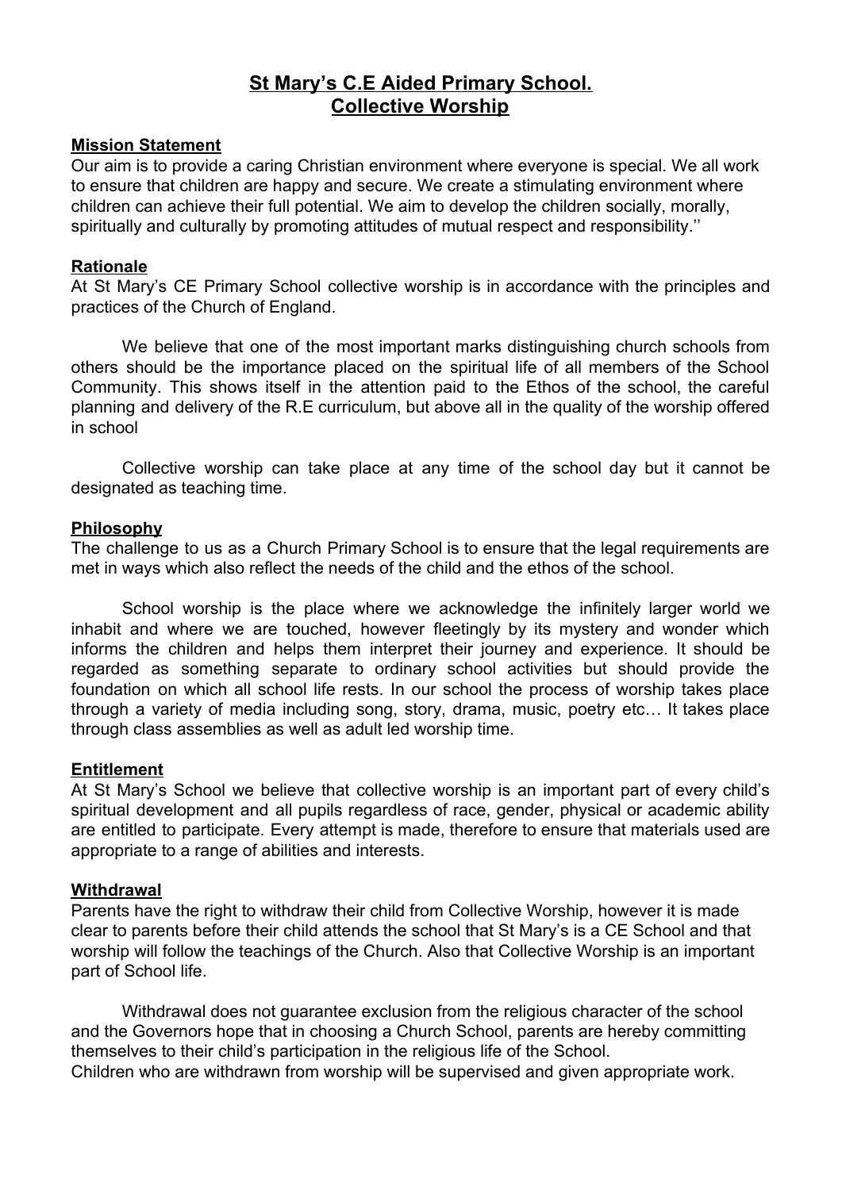# St Mary's C.E Aided Primary School.
# Collective Worship

## Mission Statement

Our aim is to provide a caring Christian environment where everyone is special. We all work to ensure that children are happy and secure. We create a stimulating environment where children can achieve their full potential. We aim to develop the children socially, morally, spiritually and culturally by promoting attitudes of mutual respect and responsibility.''

## Rationale

At St Mary's CE Primary School collective worship is in accordance with the principles and practices of the Church of England.

We believe that one of the most important marks distinguishing church schools from others should be the importance placed on the spiritual life of all members of the School Community. This shows itself in the attention paid to the Ethos of the school, the careful planning and delivery of the R.E curriculum, but above all in the quality of the worship offered in school

Collective worship can take place at any time of the school day but it cannot be designated as teaching time.

## Philosophy

The challenge to us as a Church Primary School is to ensure that the legal requirements are met in ways which also reflect the needs of the child and the ethos of the school.

School worship is the place where we acknowledge the infinitely larger world we inhabit and where we are touched, however fleetingly by its mystery and wonder which informs the children and helps them interpret their journey and experience. It should be regarded as something separate to ordinary school activities but should provide the foundation on which all school life rests. In our school the process of worship takes place through a variety of media including song, story, drama, music, poetry etc… It takes place through class assemblies as well as adult led worship time.

## Entitlement

At St Mary's School we believe that collective worship is an important part of every child's spiritual development and all pupils regardless of race, gender, physical or academic ability are entitled to participate. Every attempt is made, therefore to ensure that materials used are appropriate to a range of abilities and interests.

## Withdrawal

Parents have the right to withdraw their child from Collective Worship, however it is made clear to parents before their child attends the school that St Mary's is a CE School and that worship will follow the teachings of the Church. Also that Collective Worship is an important part of School life.

Withdrawal does not guarantee exclusion from the religious character of the school and the Governors hope that in choosing a Church School, parents are hereby committing themselves to their child's participation in the religious life of the School.
Children who are withdrawn from worship will be supervised and given appropriate work.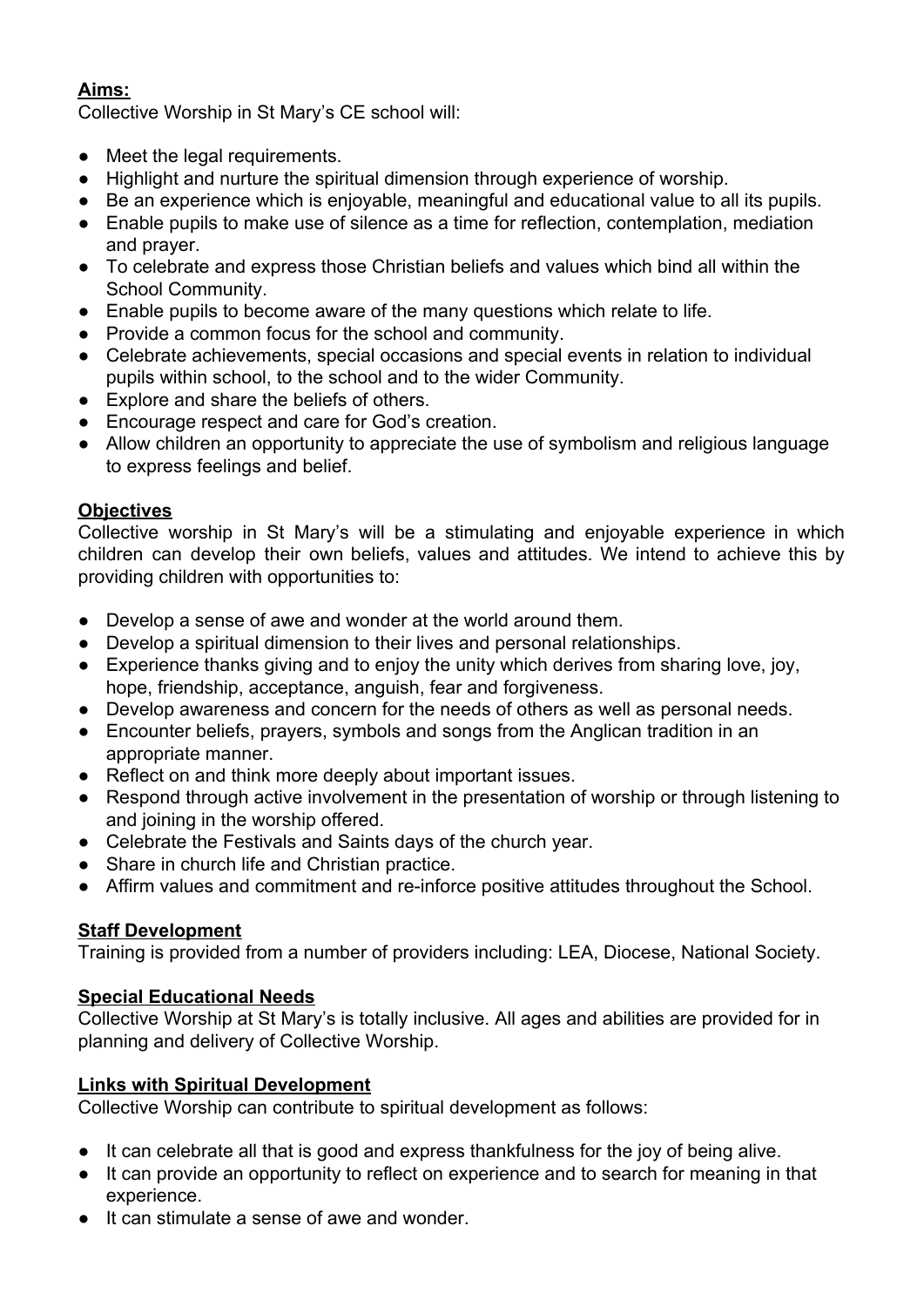**Aims:**

Collective Worship in St Mary's CE school will:

- Meet the legal requirements.
- Highlight and nurture the spiritual dimension through experience of worship.
- Be an experience which is enjoyable, meaningful and educational value to all its pupils.
- Enable pupils to make use of silence as a time for reflection, contemplation, mediation and prayer.
- To celebrate and express those Christian beliefs and values which bind all within the School Community.
- Enable pupils to become aware of the many questions which relate to life.
- Provide a common focus for the school and community.
- Celebrate achievements, special occasions and special events in relation to individual pupils within school, to the school and to the wider Community.
- Explore and share the beliefs of others.
- Encourage respect and care for God's creation.
- Allow children an opportunity to appreciate the use of symbolism and religious language to express feelings and belief.

**Objectives**

Collective worship in St Mary's will be a stimulating and enjoyable experience in which children can develop their own beliefs, values and attitudes. We intend to achieve this by providing children with opportunities to:

- Develop a sense of awe and wonder at the world around them.
- Develop a spiritual dimension to their lives and personal relationships.
- Experience thanks giving and to enjoy the unity which derives from sharing love, joy, hope, friendship, acceptance, anguish, fear and forgiveness.
- Develop awareness and concern for the needs of others as well as personal needs.
- Encounter beliefs, prayers, symbols and songs from the Anglican tradition in an appropriate manner.
- Reflect on and think more deeply about important issues.
- Respond through active involvement in the presentation of worship or through listening to and joining in the worship offered.
- Celebrate the Festivals and Saints days of the church year.
- Share in church life and Christian practice.
- Affirm values and commitment and re-inforce positive attitudes throughout the School.

**Staff Development**

Training is provided from a number of providers including: LEA, Diocese, National Society.

**Special Educational Needs**

Collective Worship at St Mary's is totally inclusive. All ages and abilities are provided for in planning and delivery of Collective Worship.

**Links with Spiritual Development**

Collective Worship can contribute to spiritual development as follows:

- It can celebrate all that is good and express thankfulness for the joy of being alive.
- It can provide an opportunity to reflect on experience and to search for meaning in that experience.
- It can stimulate a sense of awe and wonder.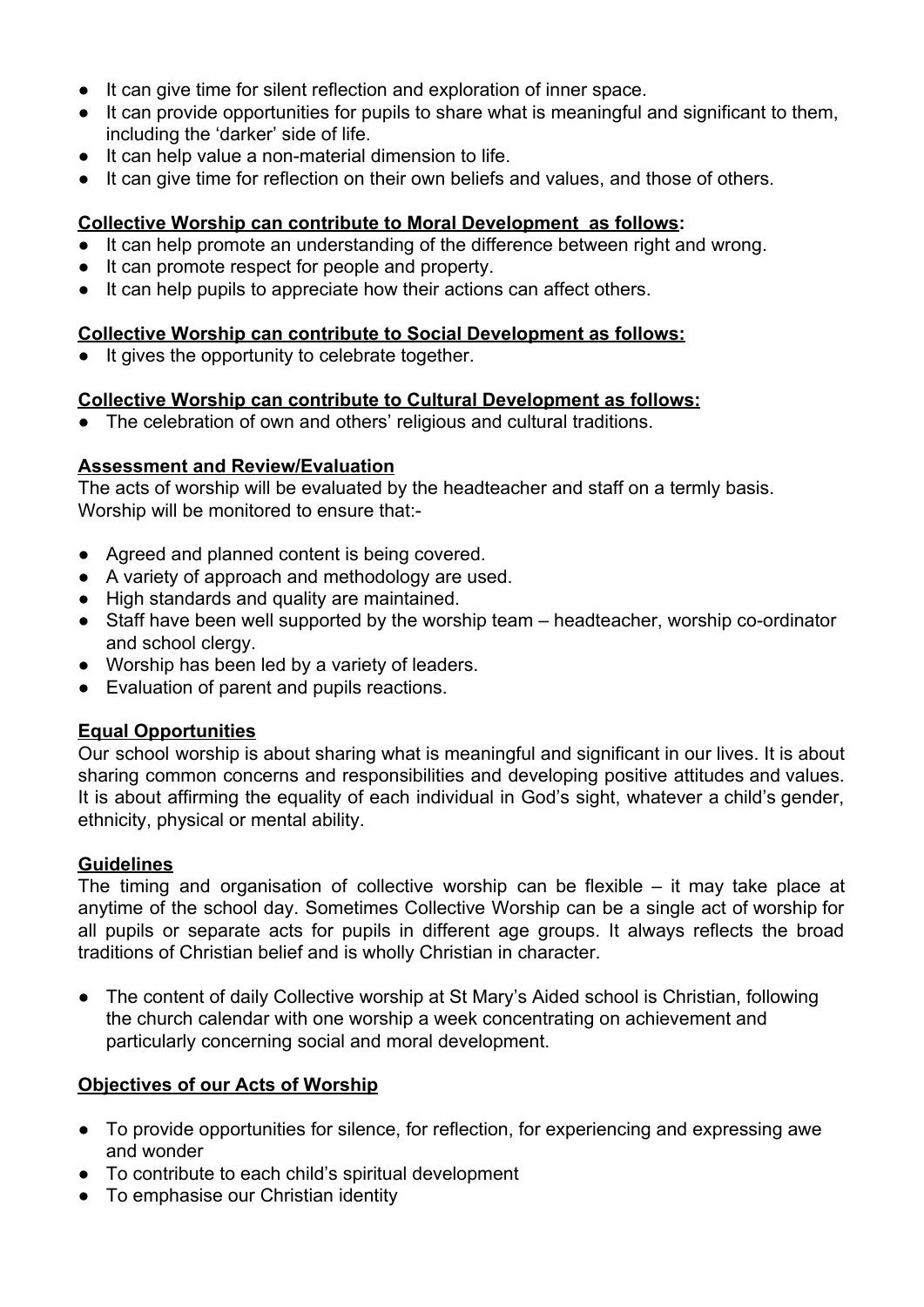- It can give time for silent reflection and exploration of inner space.
- It can provide opportunities for pupils to share what is meaningful and significant to them, including the 'darker' side of life.
- It can help value a non-material dimension to life.
- It can give time for reflection on their own beliefs and values, and those of others.

**Collective Worship can contribute to Moral Development as follows:**

- It can help promote an understanding of the difference between right and wrong.
- It can promote respect for people and property.
- It can help pupils to appreciate how their actions can affect others.

**Collective Worship can contribute to Social Development as follows:**

- It gives the opportunity to celebrate together.

**Collective Worship can contribute to Cultural Development as follows:**

- The celebration of own and others' religious and cultural traditions.

**Assessment and Review/Evaluation**

The acts of worship will be evaluated by the headteacher and staff on a termly basis.
Worship will be monitored to ensure that:-

- Agreed and planned content is being covered.
- A variety of approach and methodology are used.
- High standards and quality are maintained.
- Staff have been well supported by the worship team – headteacher, worship co-ordinator and school clergy.
- Worship has been led by a variety of leaders.
- Evaluation of parent and pupils reactions.

**Equal Opportunities**

Our school worship is about sharing what is meaningful and significant in our lives. It is about sharing common concerns and responsibilities and developing positive attitudes and values. It is about affirming the equality of each individual in God's sight, whatever a child's gender, ethnicity, physical or mental ability.

**Guidelines**

The timing and organisation of collective worship can be flexible – it may take place at anytime of the school day. Sometimes Collective Worship can be a single act of worship for all pupils or separate acts for pupils in different age groups. It always reflects the broad traditions of Christian belief and is wholly Christian in character.

- The content of daily Collective worship at St Mary's Aided school is Christian, following the church calendar with one worship a week concentrating on achievement and particularly concerning social and moral development.

**Objectives of our Acts of Worship**

- To provide opportunities for silence, for reflection, for experiencing and expressing awe and wonder
- To contribute to each child's spiritual development
- To emphasise our Christian identity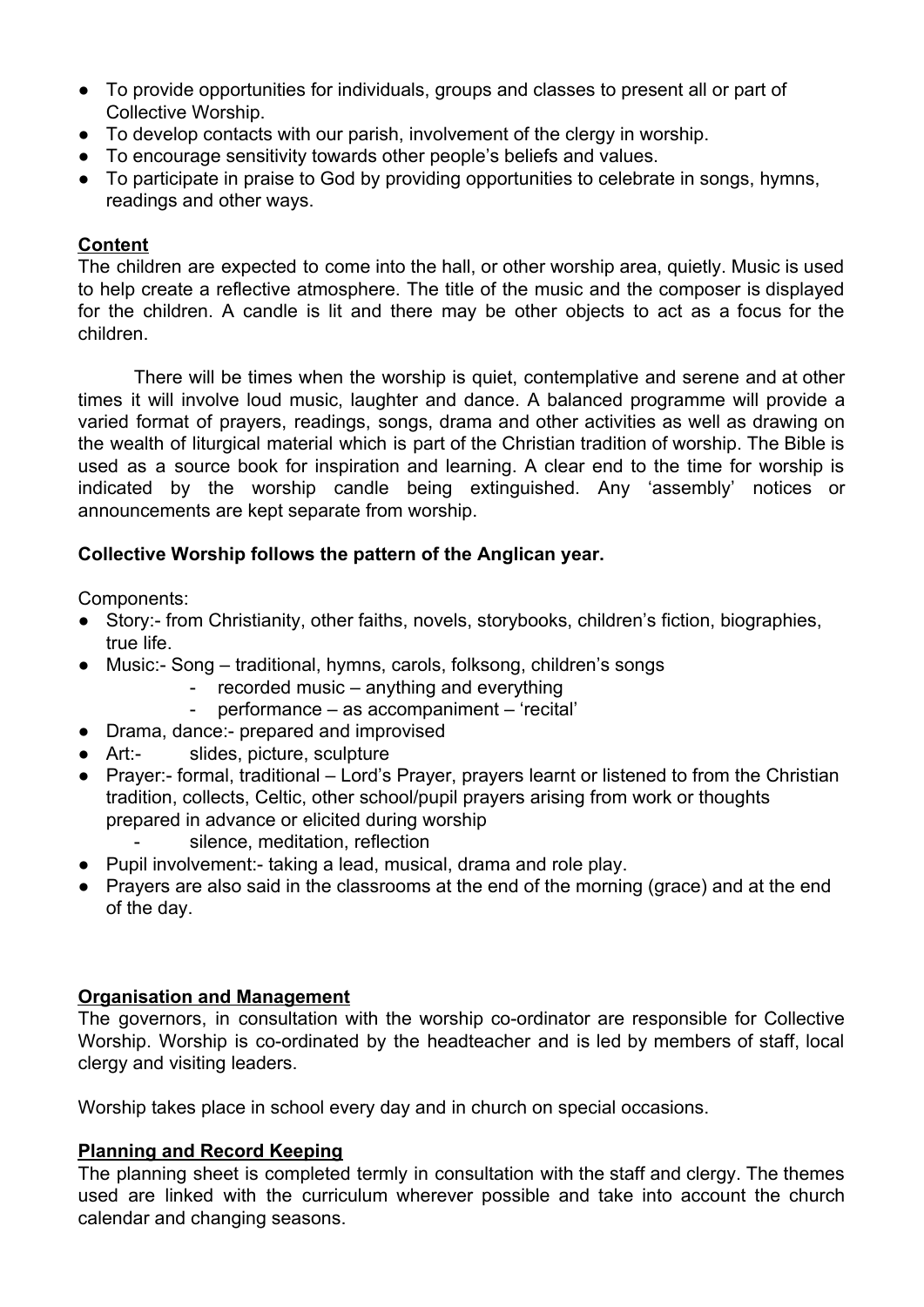- To provide opportunities for individuals, groups and classes to present all or part of Collective Worship.
- To develop contacts with our parish, involvement of the clergy in worship.
- To encourage sensitivity towards other people's beliefs and values.
- To participate in praise to God by providing opportunities to celebrate in songs, hymns, readings and other ways.

## Content

The children are expected to come into the hall, or other worship area, quietly. Music is used to help create a reflective atmosphere. The title of the music and the composer is displayed for the children. A candle is lit and there may be other objects to act as a focus for the children.

There will be times when the worship is quiet, contemplative and serene and at other times it will involve loud music, laughter and dance. A balanced programme will provide a varied format of prayers, readings, songs, drama and other activities as well as drawing on the wealth of liturgical material which is part of the Christian tradition of worship. The Bible is used as a source book for inspiration and learning. A clear end to the time for worship is indicated by the worship candle being extinguished. Any 'assembly' notices or announcements are kept separate from worship.

**Collective Worship follows the pattern of the Anglican year.**

Components:

- Story:- from Christianity, other faiths, novels, storybooks, children's fiction, biographies, true life.
- Music:- Song – traditional, hymns, carols, folksong, children's songs
  - recorded music – anything and everything
  - performance – as accompaniment – 'recital'
- Drama, dance:- prepared and improvised
- Art:- slides, picture, sculpture
- Prayer:- formal, traditional – Lord's Prayer, prayers learnt or listened to from the Christian tradition, collects, Celtic, other school/pupil prayers arising from work or thoughts prepared in advance or elicited during worship
  - silence, meditation, reflection
- Pupil involvement:- taking a lead, musical, drama and role play.
- Prayers are also said in the classrooms at the end of the morning (grace) and at the end of the day.

## Organisation and Management

The governors, in consultation with the worship co-ordinator are responsible for Collective Worship. Worship is co-ordinated by the headteacher and is led by members of staff, local clergy and visiting leaders.

Worship takes place in school every day and in church on special occasions.

## Planning and Record Keeping

The planning sheet is completed termly in consultation with the staff and clergy. The themes used are linked with the curriculum wherever possible and take into account the church calendar and changing seasons.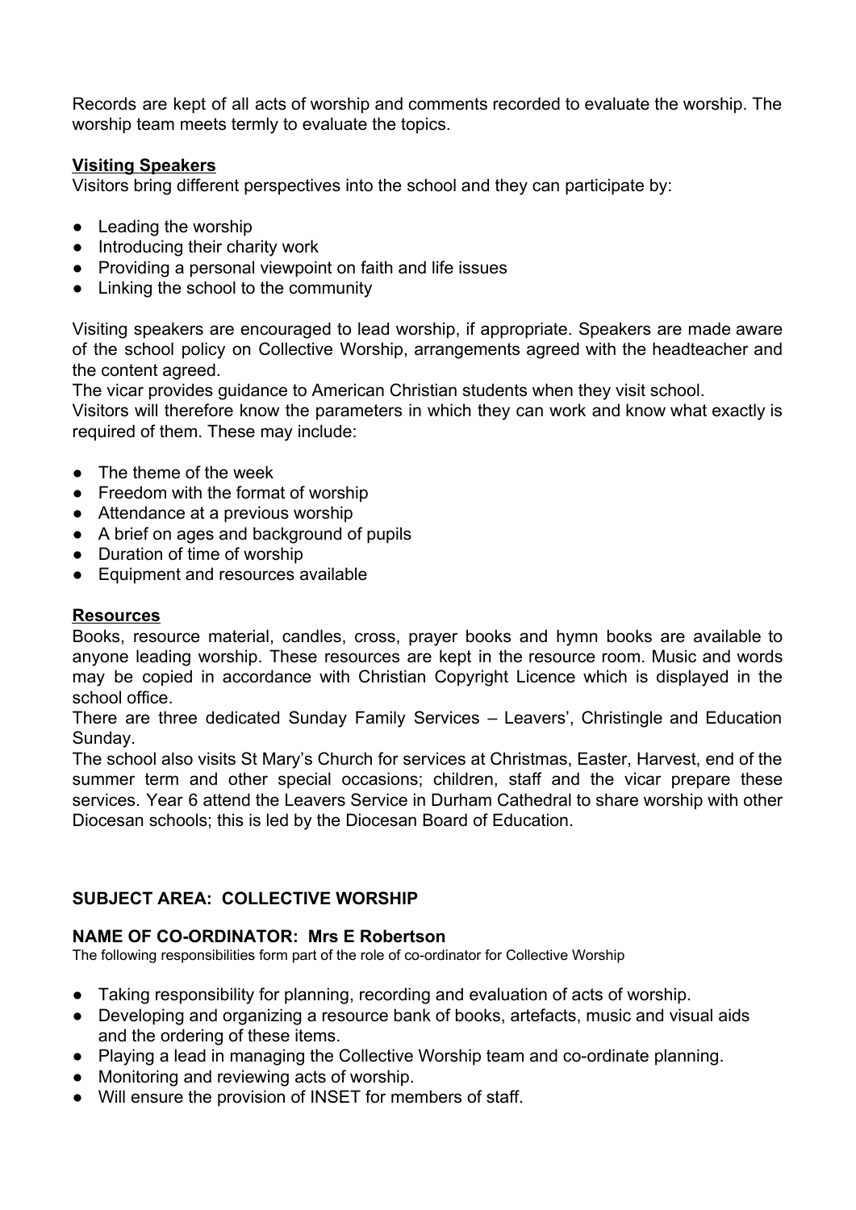Records are kept of all acts of worship and comments recorded to evaluate the worship. The worship team meets termly to evaluate the topics.

**Visiting Speakers**

Visitors bring different perspectives into the school and they can participate by:

- Leading the worship
- Introducing their charity work
- Providing a personal viewpoint on faith and life issues
- Linking the school to the community

Visiting speakers are encouraged to lead worship, if appropriate. Speakers are made aware of the school policy on Collective Worship, arrangements agreed with the headteacher and the content agreed.

The vicar provides guidance to American Christian students when they visit school.

Visitors will therefore know the parameters in which they can work and know what exactly is required of them. These may include:

- The theme of the week
- Freedom with the format of worship
- Attendance at a previous worship
- A brief on ages and background of pupils
- Duration of time of worship
- Equipment and resources available

**Resources**

Books, resource material, candles, cross, prayer books and hymn books are available to anyone leading worship. These resources are kept in the resource room. Music and words may be copied in accordance with Christian Copyright Licence which is displayed in the school office.

There are three dedicated Sunday Family Services – Leavers', Christingle and Education Sunday.

The school also visits St Mary's Church for services at Christmas, Easter, Harvest, end of the summer term and other special occasions; children, staff and the vicar prepare these services. Year 6 attend the Leavers Service in Durham Cathedral to share worship with other Diocesan schools; this is led by the Diocesan Board of Education.

**SUBJECT AREA: COLLECTIVE WORSHIP**

**NAME OF CO-ORDINATOR: Mrs E Robertson**

The following responsibilities form part of the role of co-ordinator for Collective Worship

- Taking responsibility for planning, recording and evaluation of acts of worship.
- Developing and organizing a resource bank of books, artefacts, music and visual aids and the ordering of these items.
- Playing a lead in managing the Collective Worship team and co-ordinate planning.
- Monitoring and reviewing acts of worship.
- Will ensure the provision of INSET for members of staff.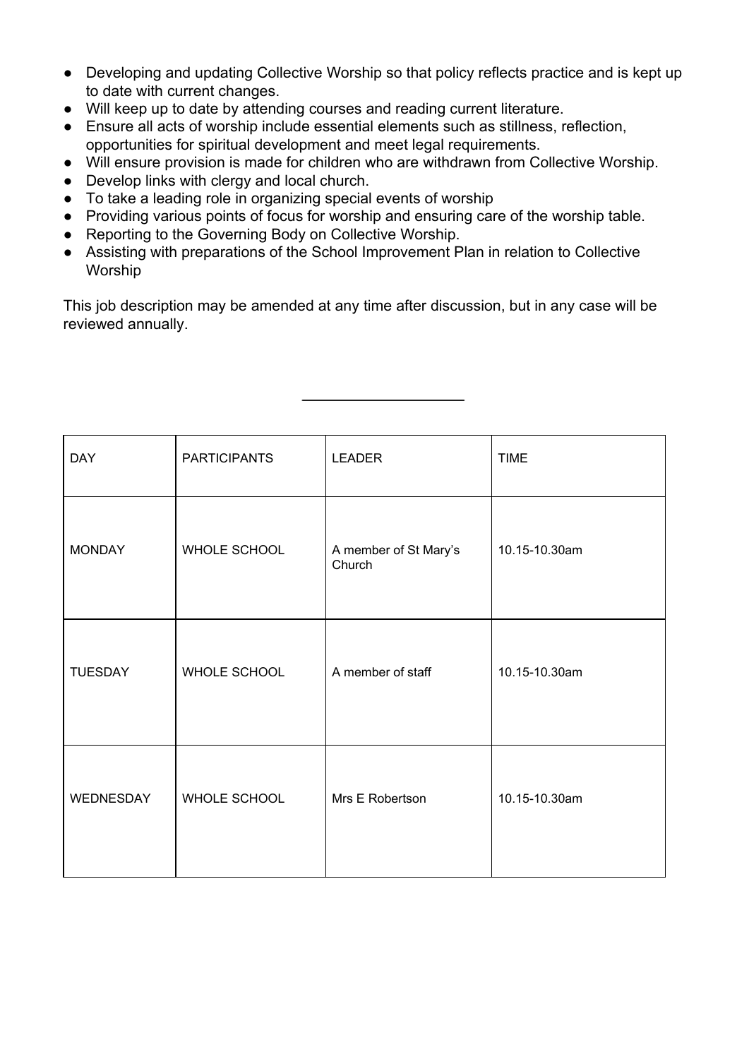- Developing and updating Collective Worship so that policy reflects practice and is kept up to date with current changes.
- Will keep up to date by attending courses and reading current literature.
- Ensure all acts of worship include essential elements such as stillness, reflection, opportunities for spiritual development and meet legal requirements.
- Will ensure provision is made for children who are withdrawn from Collective Worship.
- Develop links with clergy and local church.
- To take a leading role in organizing special events of worship
- Providing various points of focus for worship and ensuring care of the worship table.
- Reporting to the Governing Body on Collective Worship.
- Assisting with preparations of the School Improvement Plan in relation to Collective Worship

This job description may be amended at any time after discussion, but in any case will be reviewed annually.

---

| DAY | PARTICIPANTS | LEADER | TIME |
|---|---|---|---|
| MONDAY | WHOLE SCHOOL | A member of St Mary's Church | 10.15-10.30am |
| TUESDAY | WHOLE SCHOOL | A member of staff | 10.15-10.30am |
| WEDNESDAY | WHOLE SCHOOL | Mrs E Robertson | 10.15-10.30am |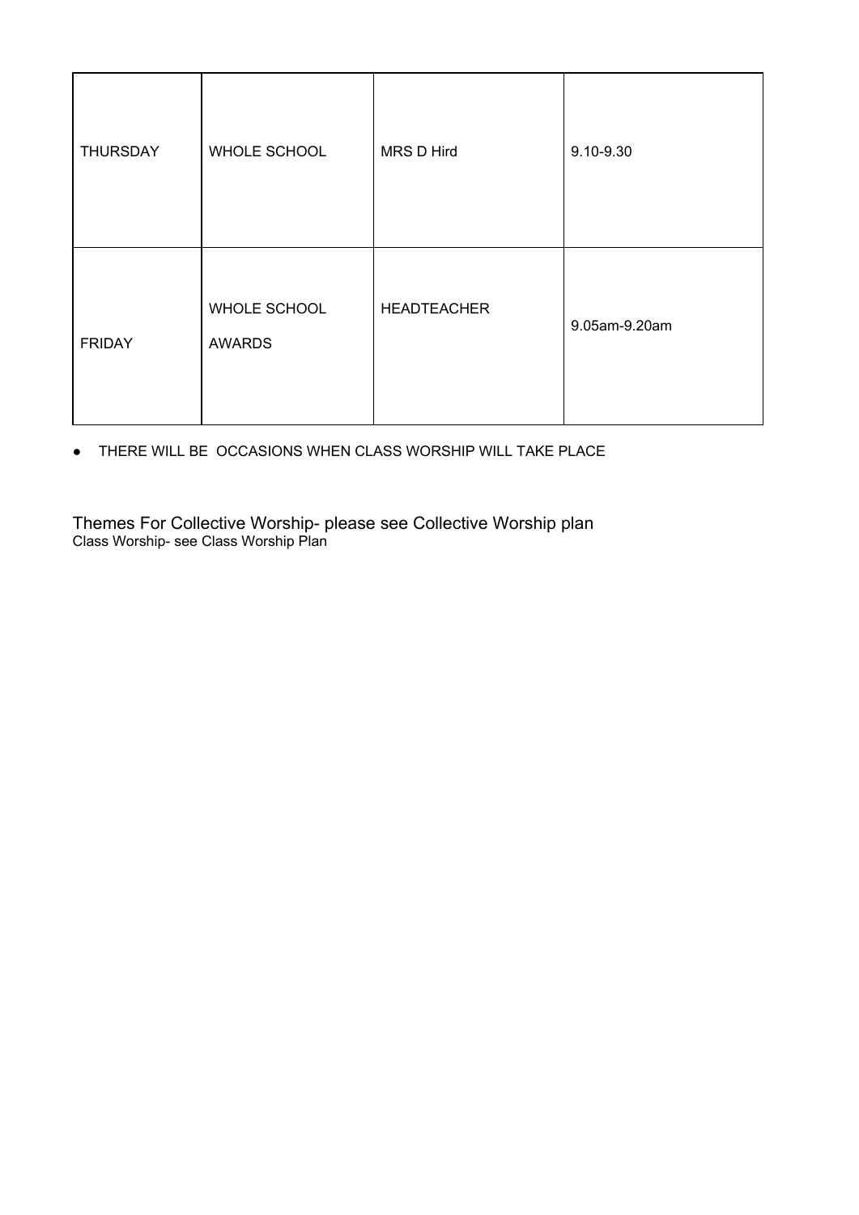| | | | |
|---|---|---|---|
| THURSDAY | WHOLE SCHOOL | MRS D Hird | 9.10-9.30 |
| FRIDAY | WHOLE SCHOOL AWARDS | HEADTEACHER | 9.05am-9.20am |

- THERE WILL BE OCCASIONS WHEN CLASS WORSHIP WILL TAKE PLACE

Themes For Collective Worship- please see Collective Worship plan

Class Worship- see Class Worship Plan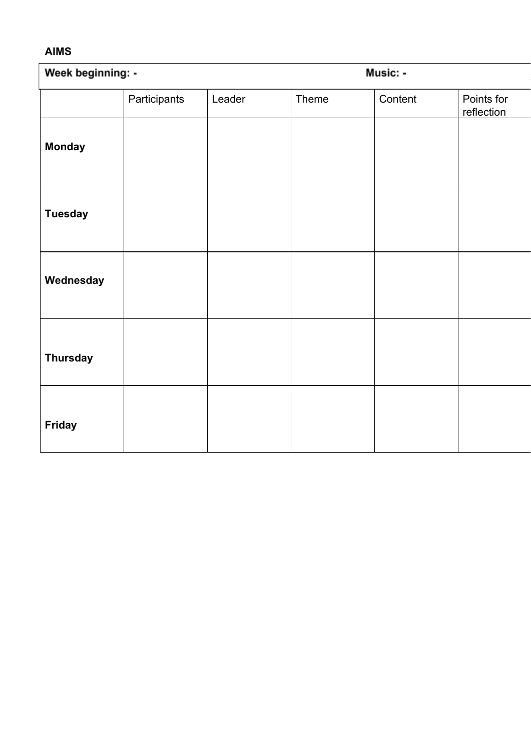**AIMS**

**Week beginning: -** **Music: -**

| | Participants | Leader | Theme | Content | Points for reflection |
|---|---|---|---|---|---|
| **Monday** | | | | | |
| **Tuesday** | | | | | |
| **Wednesday** | | | | | |
| **Thursday** | | | | | |
| **Friday** | | | | | |